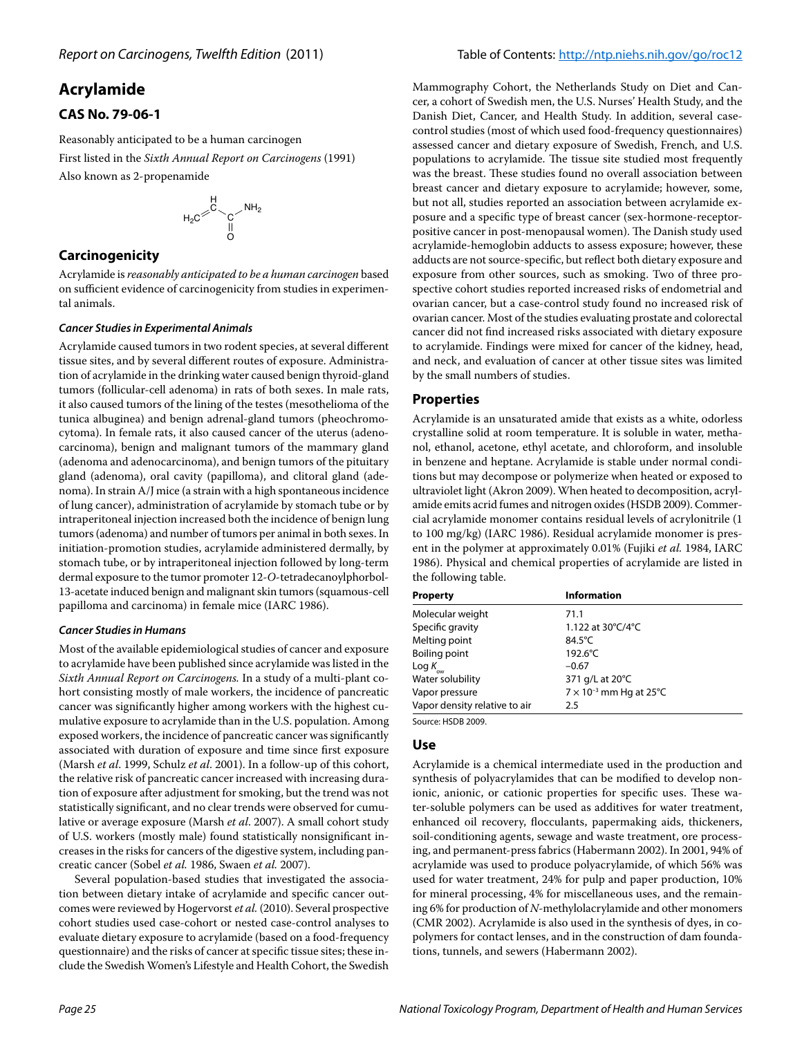# Acrylamide

## CAS No. 79-06-1

Reasonably anticipated to be a human carcinogen

First listed in the *Sixth Annual Report on Carcinogens* (1991)

Also known as 2-propenamide

## Carcinogenicity

Acrylamide is *reasonably anticipated to be a human carcinogen* based on sufficient evidence of carcinogenicity from studies in experimental animals.

### *Cancer Studies in Experimental Animals*

Acrylamide caused tumors in two rodent species, at several different tissue sites, and by several different routes of exposure. Administration of acrylamide in the drinking water caused benign thyroid-gland tumors (follicular-cell adenoma) in rats of both sexes. In male rats, it also caused tumors of the lining of the testes (mesothelioma of the tunica albuginea) and benign adrenal-gland tumors (pheochromocytoma). In female rats, it also caused cancer of the uterus (adenocarcinoma), benign and malignant tumors of the mammary gland (adenoma and adenocarcinoma), and benign tumors of the pituitary gland (adenoma), oral cavity (papilloma), and clitoral gland (adenoma). In strain A/J mice (a strain with a high spontaneous incidence of lung cancer), administration of acrylamide by stomach tube or by intraperitoneal injection increased both the incidence of benign lung tumors (adenoma) and number of tumors per animal in both sexes. In initiation-promotion studies, acrylamide administered dermally, by stomach tube, or by intraperitoneal injection followed by long-term dermal exposure to the tumor promoter 12-*O*-tetradecanoylphorbol-13-acetate induced benign and malignant skin tumors (squamous-cell papilloma and carcinoma) in female mice (IARC 1986).

### *Cancer Studies in Humans*

Most of the available epidemiological studies of cancer and exposure to acrylamide have been published since acrylamide was listed in the *Sixth Annual Report on Carcinogens.* In a study of a multi-plant cohort consisting mostly of male workers, the incidence of pancreatic cancer was significantly higher among workers with the highest cumulative exposure to acrylamide than in the U.S. population. Among exposed workers, the incidence of pancreatic cancer was significantly associated with duration of exposure and time since first exposure (Marsh *et al*. 1999, Schulz *et al*. 2001). In a follow-up of this cohort, the relative risk of pancreatic cancer increased with increasing duration of exposure after adjustment for smoking, but the trend was not statistically significant, and no clear trends were observed for cumulative or average exposure (Marsh *et al*. 2007). A small cohort study of U.S. workers (mostly male) found statistically nonsignificant increases in the risks for cancers of the digestive system, including pancreatic cancer (Sobel *et al.* 1986, Swaen *et al.* 2007).

Several population-based studies that investigated the association between dietary intake of acrylamide and specific cancer outcomes were reviewed by Hogervorst *et al.* (2010). Several prospective cohort studies used case-cohort or nested case-control analyses to evaluate dietary exposure to acrylamide (based on a food-frequency questionnaire) and the risks of cancer at specific tissue sites; these include the Swedish Women's Lifestyle and Health Cohort, the Swedish Mammography Cohort, the Netherlands Study on Diet and Cancer, a cohort of Swedish men, the U.S. Nurses' Health Study, and the Danish Diet, Cancer, and Health Study. In addition, several case-control studies (most of which used food-frequency questionnaires) assessed cancer and dietary exposure of Swedish, French, and U.S. populations to acrylamide. The tissue site studied most frequently was the breast. These studies found no overall association between breast cancer and dietary exposure to acrylamide; however, some, but not all, studies reported an association between acrylamide exposure and a specific type of breast cancer (sex-hormone-receptor-positive cancer in post-menopausal women). The Danish study used acrylamide-hemoglobin adducts to assess exposure; however, these adducts are not source-specific, but reflect both dietary exposure and exposure from other sources, such as smoking. Two of three prospective cohort studies reported increased risks of endometrial and ovarian cancer, but a case-control study found no increased risk of ovarian cancer. Most of the studies evaluating prostate and colorectal cancer did not find increased risks associated with dietary exposure to acrylamide. Findings were mixed for cancer of the kidney, head, and neck, and evaluation of cancer at other tissue sites was limited by the small numbers of studies.

## Properties

Acrylamide is an unsaturated amide that exists as a white, odorless crystalline solid at room temperature. It is soluble in water, methanol, ethanol, acetone, ethyl acetate, and chloroform, and insoluble in benzene and heptane. Acrylamide is stable under normal conditions but may decompose or polymerize when heated or exposed to ultraviolet light (Akron 2009). When heated to decomposition, acrylamide emits acrid fumes and nitrogen oxides (HSDB 2009). Commercial acrylamide monomer contains residual levels of acrylonitrile (1 to 100 mg/kg) (IARC 1986). Residual acrylamide monomer is present in the polymer at approximately 0.01% (Fujiki *et al.* 1984, IARC 1986). Physical and chemical properties of acrylamide are listed in the following table.

| Property | Information |
|---|---|
| Molecular weight | 71.1 |
| Specific gravity | 1.122 at 30°C/4°C |
| Melting point | 84.5°C |
| Boiling point | 192.6°C |
| Log $K_{ow}$ | –0.67 |
| Water solubility | 371 g/L at 20°C |
| Vapor pressure | $7 \times 10^{-3}$ mm Hg at 25°C |
| Vapor density relative to air | 2.5 |

Source: HSDB 2009.

## Use

Acrylamide is a chemical intermediate used in the production and synthesis of polyacrylamides that can be modified to develop nonionic, anionic, or cationic properties for specific uses. These water-soluble polymers can be used as additives for water treatment, enhanced oil recovery, flocculants, papermaking aids, thickeners, soil-conditioning agents, sewage and waste treatment, ore processing, and permanent-press fabrics (Habermann 2002). In 2001, 94% of acrylamide was used to produce polyacrylamide, of which 56% was used for water treatment, 24% for pulp and paper production, 10% for mineral processing, 4% for miscellaneous uses, and the remaining 6% for production of *N*-methylolacrylamide and other monomers (CMR 2002). Acrylamide is also used in the synthesis of dyes, in copolymers for contact lenses, and in the construction of dam foundations, tunnels, and sewers (Habermann 2002).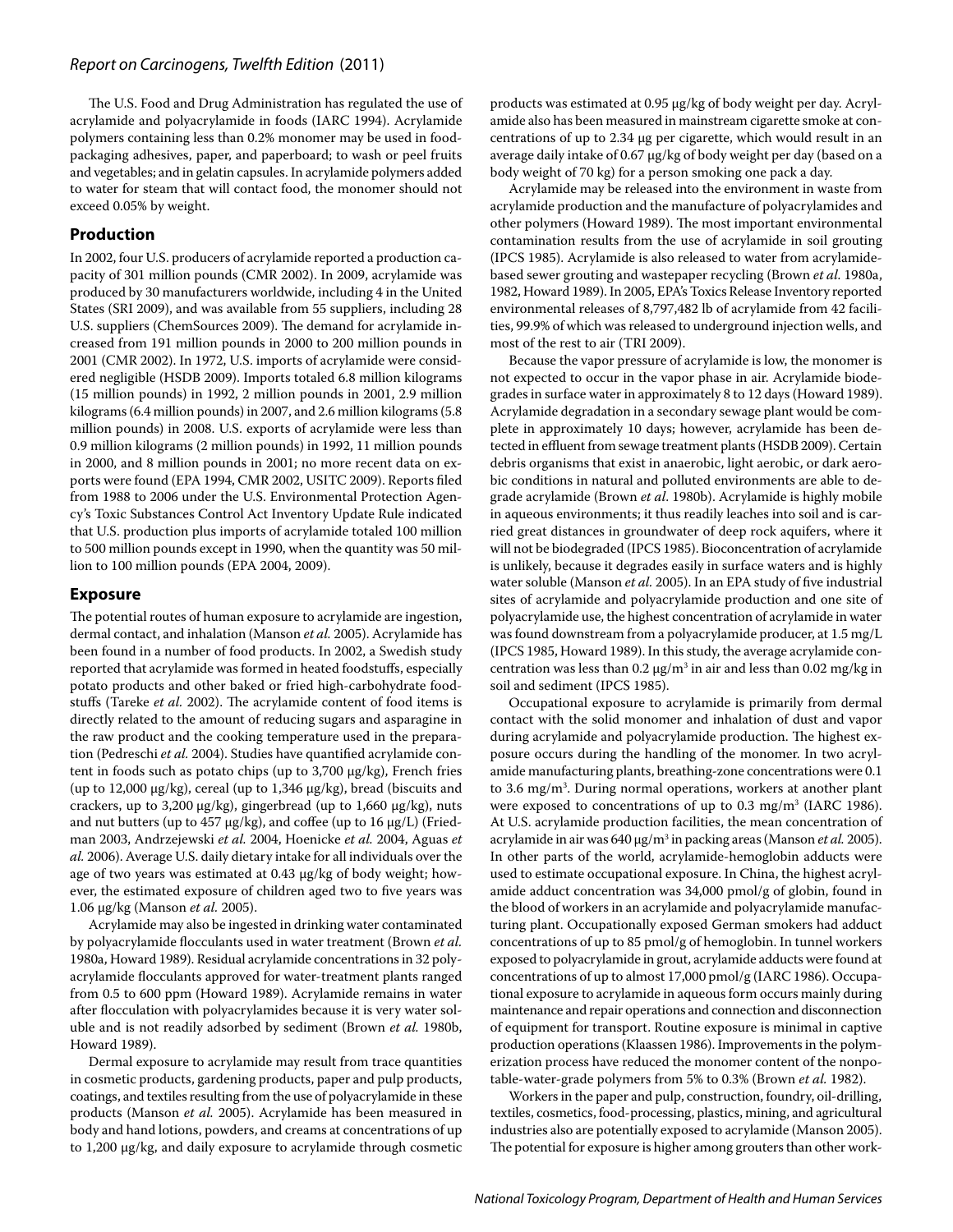The U.S. Food and Drug Administration has regulated the use of acrylamide and polyacrylamide in foods (IARC 1994). Acrylamide polymers containing less than 0.2% monomer may be used in food-packaging adhesives, paper, and paperboard; to wash or peel fruits and vegetables; and in gelatin capsules. In acrylamide polymers added to water for steam that will contact food, the monomer should not exceed 0.05% by weight.

## Production

In 2002, four U.S. producers of acrylamide reported a production capacity of 301 million pounds (CMR 2002). In 2009, acrylamide was produced by 30 manufacturers worldwide, including 4 in the United States (SRI 2009), and was available from 55 suppliers, including 28 U.S. suppliers (ChemSources 2009). The demand for acrylamide increased from 191 million pounds in 2000 to 200 million pounds in 2001 (CMR 2002). In 1972, U.S. imports of acrylamide were considered negligible (HSDB 2009). Imports totaled 6.8 million kilograms (15 million pounds) in 1992, 2 million pounds in 2001, 2.9 million kilograms (6.4 million pounds) in 2007, and 2.6 million kilograms (5.8 million pounds) in 2008. U.S. exports of acrylamide were less than 0.9 million kilograms (2 million pounds) in 1992, 11 million pounds in 2000, and 8 million pounds in 2001; no more recent data on exports were found (EPA 1994, CMR 2002, USITC 2009). Reports filed from 1988 to 2006 under the U.S. Environmental Protection Agency's Toxic Substances Control Act Inventory Update Rule indicated that U.S. production plus imports of acrylamide totaled 100 million to 500 million pounds except in 1990, when the quantity was 50 million to 100 million pounds (EPA 2004, 2009).

## Exposure

The potential routes of human exposure to acrylamide are ingestion, dermal contact, and inhalation (Manson *et al.* 2005). Acrylamide has been found in a number of food products. In 2002, a Swedish study reported that acrylamide was formed in heated foodstuffs, especially potato products and other baked or fried high-carbohydrate foodstuffs (Tareke *et al.* 2002). The acrylamide content of food items is directly related to the amount of reducing sugars and asparagine in the raw product and the cooking temperature used in the preparation (Pedreschi *et al.* 2004). Studies have quantified acrylamide content in foods such as potato chips (up to 3,700 μg/kg), French fries (up to 12,000 μg/kg), cereal (up to 1,346 μg/kg), bread (biscuits and crackers, up to 3,200 μg/kg), gingerbread (up to 1,660 μg/kg), nuts and nut butters (up to 457 μg/kg), and coffee (up to 16 μg/L) (Friedman 2003, Andrzejewski *et al.* 2004, Hoenicke *et al.* 2004, Aguas *et al.* 2006). Average U.S. daily dietary intake for all individuals over the age of two years was estimated at 0.43 μg/kg of body weight; however, the estimated exposure of children aged two to five years was 1.06 μg/kg (Manson *et al.* 2005).

Acrylamide may also be ingested in drinking water contaminated by polyacrylamide flocculants used in water treatment (Brown *et al.* 1980a, Howard 1989). Residual acrylamide concentrations in 32 polyacrylamide flocculants approved for water-treatment plants ranged from 0.5 to 600 ppm (Howard 1989). Acrylamide remains in water after flocculation with polyacrylamides because it is very water soluble and is not readily adsorbed by sediment (Brown *et al.* 1980b, Howard 1989).

Dermal exposure to acrylamide may result from trace quantities in cosmetic products, gardening products, paper and pulp products, coatings, and textiles resulting from the use of polyacrylamide in these products (Manson *et al.* 2005). Acrylamide has been measured in body and hand lotions, powders, and creams at concentrations of up to 1,200 μg/kg, and daily exposure to acrylamide through cosmetic products was estimated at 0.95 μg/kg of body weight per day. Acrylamide also has been measured in mainstream cigarette smoke at concentrations of up to 2.34 μg per cigarette, which would result in an average daily intake of 0.67 μg/kg of body weight per day (based on a body weight of 70 kg) for a person smoking one pack a day.

Acrylamide may be released into the environment in waste from acrylamide production and the manufacture of polyacrylamides and other polymers (Howard 1989). The most important environmental contamination results from the use of acrylamide in soil grouting (IPCS 1985). Acrylamide is also released to water from acrylamide-based sewer grouting and wastepaper recycling (Brown *et al.* 1980a, 1982, Howard 1989). In 2005, EPA's Toxics Release Inventory reported environmental releases of 8,797,482 lb of acrylamide from 42 facilities, 99.9% of which was released to underground injection wells, and most of the rest to air (TRI 2009).

Because the vapor pressure of acrylamide is low, the monomer is not expected to occur in the vapor phase in air. Acrylamide biodegrades in surface water in approximately 8 to 12 days (Howard 1989). Acrylamide degradation in a secondary sewage plant would be complete in approximately 10 days; however, acrylamide has been detected in effluent from sewage treatment plants (HSDB 2009). Certain debris organisms that exist in anaerobic, light aerobic, or dark aerobic conditions in natural and polluted environments are able to degrade acrylamide (Brown *et al.* 1980b). Acrylamide is highly mobile in aqueous environments; it thus readily leaches into soil and is carried great distances in groundwater of deep rock aquifers, where it will not be biodegraded (IPCS 1985). Bioconcentration of acrylamide is unlikely, because it degrades easily in surface waters and is highly water soluble (Manson *et al.* 2005). In an EPA study of five industrial sites of acrylamide and polyacrylamide production and one site of polyacrylamide use, the highest concentration of acrylamide in water was found downstream from a polyacrylamide producer, at 1.5 mg/L (IPCS 1985, Howard 1989). In this study, the average acrylamide concentration was less than 0.2 μg/m$^3$ in air and less than 0.02 mg/kg in soil and sediment (IPCS 1985).

Occupational exposure to acrylamide is primarily from dermal contact with the solid monomer and inhalation of dust and vapor during acrylamide and polyacrylamide production. The highest exposure occurs during the handling of the monomer. In two acrylamide manufacturing plants, breathing-zone concentrations were 0.1 to 3.6 mg/m$^3$. During normal operations, workers at another plant were exposed to concentrations of up to 0.3 mg/m$^3$ (IARC 1986). At U.S. acrylamide production facilities, the mean concentration of acrylamide in air was 640 μg/m$^3$ in packing areas (Manson *et al.* 2005). In other parts of the world, acrylamide-hemoglobin adducts were used to estimate occupational exposure. In China, the highest acrylamide adduct concentration was 34,000 pmol/g of globin, found in the blood of workers in an acrylamide and polyacrylamide manufacturing plant. Occupationally exposed German smokers had adduct concentrations of up to 85 pmol/g of hemoglobin. In tunnel workers exposed to polyacrylamide in grout, acrylamide adducts were found at concentrations of up to almost 17,000 pmol/g (IARC 1986). Occupational exposure to acrylamide in aqueous form occurs mainly during maintenance and repair operations and connection and disconnection of equipment for transport. Routine exposure is minimal in captive production operations (Klaassen 1986). Improvements in the polymerization process have reduced the monomer content of the nonpotable-water-grade polymers from 5% to 0.3% (Brown *et al.* 1982).

Workers in the paper and pulp, construction, foundry, oil-drilling, textiles, cosmetics, food-processing, plastics, mining, and agricultural industries also are potentially exposed to acrylamide (Manson 2005). The potential for exposure is higher among grouters than other work-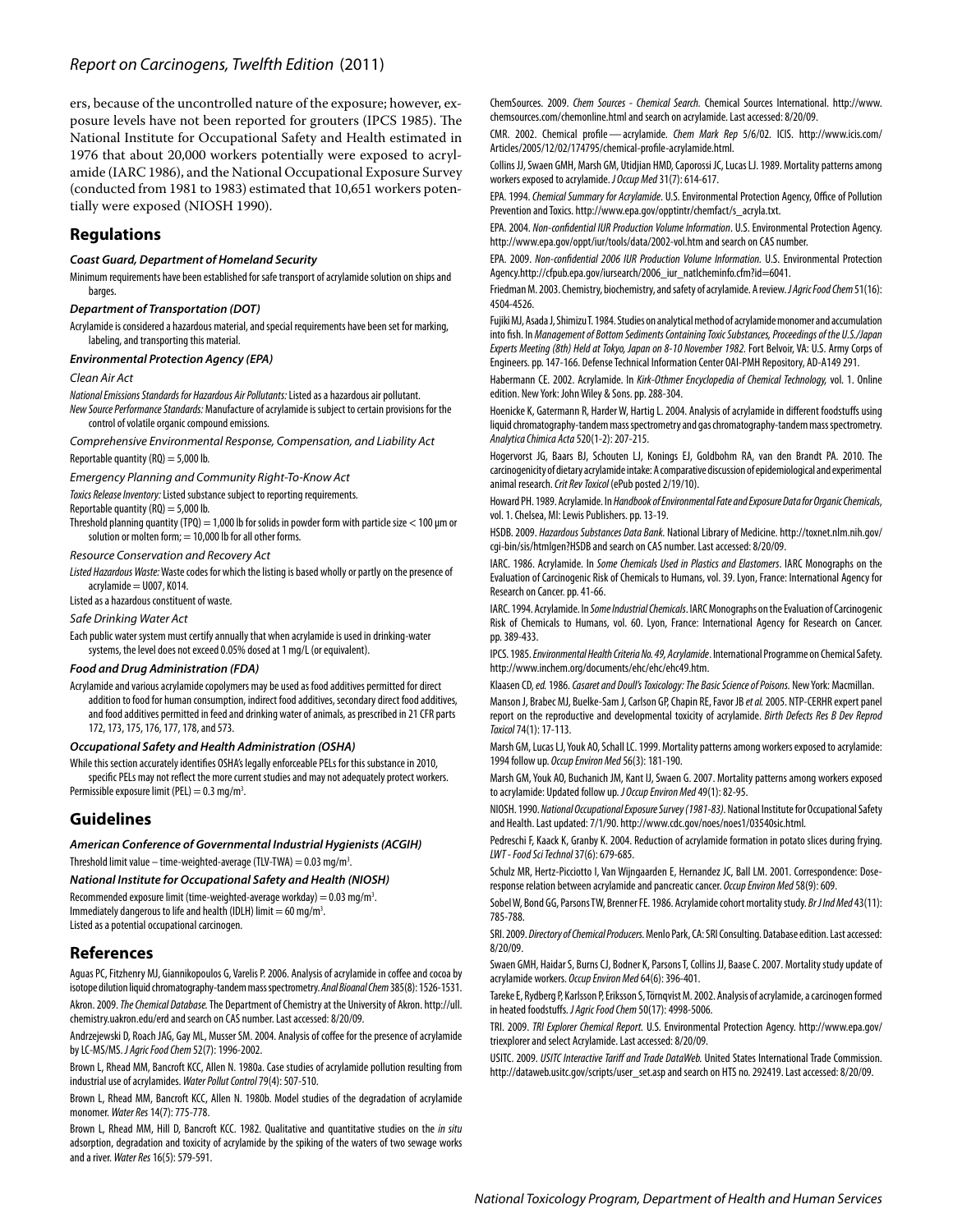ers, because of the uncontrolled nature of the exposure; however, exposure levels have not been reported for grouters (IPCS 1985). The National Institute for Occupational Safety and Health estimated in 1976 that about 20,000 workers potentially were exposed to acrylamide (IARC 1986), and the National Occupational Exposure Survey (conducted from 1981 to 1983) estimated that 10,651 workers potentially were exposed (NIOSH 1990).

## Regulations

### *Coast Guard, Department of Homeland Security*

Minimum requirements have been established for safe transport of acrylamide solution on ships and barges.

### *Department of Transportation (DOT)*

Acrylamide is considered a hazardous material, and special requirements have been set for marking, labeling, and transporting this material.

### *Environmental Protection Agency (EPA)*

*Clean Air Act*

*National Emissions Standards for Hazardous Air Pollutants:* Listed as a hazardous air pollutant.
*New Source Performance Standards:* Manufacture of acrylamide is subject to certain provisions for the control of volatile organic compound emissions.

*Comprehensive Environmental Response, Compensation, and Liability Act*

Reportable quantity (RQ) = 5,000 lb.

*Emergency Planning and Community Right-To-Know Act*

*Toxics Release Inventory:* Listed substance subject to reporting requirements.
Reportable quantity (RQ) = 5,000 lb.
Threshold planning quantity (TPQ) = 1,000 lb for solids in powder form with particle size < 100 μm or solution or molten form; = 10,000 lb for all other forms.

*Resource Conservation and Recovery Act*

*Listed Hazardous Waste:* Waste codes for which the listing is based wholly or partly on the presence of acrylamide = U007, K014.
Listed as a hazardous constituent of waste.

*Safe Drinking Water Act*

Each public water system must certify annually that when acrylamide is used in drinking-water systems, the level does not exceed 0.05% dosed at 1 mg/L (or equivalent).

### *Food and Drug Administration (FDA)*

Acrylamide and various acrylamide copolymers may be used as food additives permitted for direct addition to food for human consumption, indirect food additives, secondary direct food additives, and food additives permitted in feed and drinking water of animals, as prescribed in 21 CFR parts 172, 173, 175, 176, 177, 178, and 573.

### *Occupational Safety and Health Administration (OSHA)*

While this section accurately identifies OSHA's legally enforceable PELs for this substance in 2010, specific PELs may not reflect the more current studies and may not adequately protect workers.
Permissible exposure limit (PEL) = 0.3 mg/m$^3$.

## Guidelines

### *American Conference of Governmental Industrial Hygienists (ACGIH)*

Threshold limit value – time-weighted-average (TLV-TWA) = 0.03 mg/m$^3$.

### *National Institute for Occupational Safety and Health (NIOSH)*

Recommended exposure limit (time-weighted-average workday) = 0.03 mg/m$^3$.
Immediately dangerous to life and health (IDLH) limit = 60 mg/m$^3$.
Listed as a potential occupational carcinogen.

## References

Aguas PC, Fitzhenry MJ, Giannikopoulos G, Varelis P. 2006. Analysis of acrylamide in coffee and cocoa by isotope dilution liquid chromatography-tandem mass spectrometry. *Anal Bioanal Chem* 385(8): 1526-1531.

Akron. 2009. *The Chemical Database.* The Department of Chemistry at the University of Akron. http://ull.chemistry.uakron.edu/erd and search on CAS number. Last accessed: 8/20/09.

Andrzejewski D, Roach JAG, Gay ML, Musser SM. 2004. Analysis of coffee for the presence of acrylamide by LC-MS/MS. *J Agric Food Chem* 52(7): 1996-2002.

Brown L, Rhead MM, Bancroft KCC, Allen N. 1980a. Case studies of acrylamide pollution resulting from industrial use of acrylamides. *Water Pollut Control* 79(4): 507-510.

Brown L, Rhead MM, Bancroft KCC, Allen N. 1980b. Model studies of the degradation of acrylamide monomer. *Water Res* 14(7): 775-778.

Brown L, Rhead MM, Hill D, Bancroft KCC. 1982. Qualitative and quantitative studies on the *in situ* adsorption, degradation and toxicity of acrylamide by the spiking of the waters of two sewage works and a river. *Water Res* 16(5): 579-591.

ChemSources. 2009. *Chem Sources - Chemical Search.* Chemical Sources International. http://www.chemsources.com/chemonline.html and search on acrylamide. Last accessed: 8/20/09.

CMR. 2002. Chemical profile — acrylamide. *Chem Mark Rep* 5/6/02. ICIS. http://www.icis.com/Articles/2005/12/02/174795/chemical-profile-acrylamide.html.

Collins JJ, Swaen GMH, Marsh GM, Utidjian HMD, Caporossi JC, Lucas LJ. 1989. Mortality patterns among workers exposed to acrylamide. *J Occup Med* 31(7): 614-617.

EPA. 1994. *Chemical Summary for Acrylamide*. U.S. Environmental Protection Agency, Office of Pollution Prevention and Toxics. http://www.epa.gov/opptintr/chemfact/s_acryla.txt.

EPA. 2004. *Non-confidential IUR Production Volume Information*. U.S. Environmental Protection Agency. http://www.epa.gov/oppt/iur/tools/data/2002-vol.htm and search on CAS number.

EPA. 2009. *Non-confidential 2006 IUR Production Volume Information.* U.S. Environmental Protection Agency.http://cfpub.epa.gov/iursearch/2006_iur_natlcheminfo.cfm?id=6041.

Friedman M. 2003. Chemistry, biochemistry, and safety of acrylamide. A review. *J Agric Food Chem* 51(16): 4504-4526.

Fujiki MJ, Asada J, Shimizu T. 1984. Studies on analytical method of acrylamide monomer and accumulation into fish. In *Management of Bottom Sediments Containing Toxic Substances, Proceedings of the U.S./Japan Experts Meeting (8th) Held at Tokyo, Japan on 8-10 November 1982.* Fort Belvoir, VA: U.S. Army Corps of Engineers. pp. 147-166. Defense Technical Information Center OAI-PMH Repository, AD-A149 291.

Habermann CE. 2002. Acrylamide. In *Kirk-Othmer Encyclopedia of Chemical Technology,* vol. 1. Online edition. New York: John Wiley & Sons. pp. 288-304.

Hoenicke K, Gatermann R, Harder W, Hartig L. 2004. Analysis of acrylamide in different foodstuffs using liquid chromatography-tandem mass spectrometry and gas chromatography-tandem mass spectrometry. *Analytica Chimica Acta* 520(1-2): 207-215.

Hogervorst JG, Baars BJ, Schouten LJ, Konings EJ, Goldbohm RA, van den Brandt PA. 2010. The carcinogenicity of dietary acrylamide intake: A comparative discussion of epidemiological and experimental animal research. *Crit Rev Toxicol* (ePub posted 2/19/10).

Howard PH. 1989. Acrylamide. In *Handbook of Environmental Fate and Exposure Data for Organic Chemicals*, vol. 1. Chelsea, MI: Lewis Publishers. pp. 13-19.

HSDB. 2009. *Hazardous Substances Data Bank.* National Library of Medicine. http://toxnet.nlm.nih.gov/cgi-bin/sis/htmlgen?HSDB and search on CAS number. Last accessed: 8/20/09.

IARC. 1986. Acrylamide. In *Some Chemicals Used in Plastics and Elastomers*. IARC Monographs on the Evaluation of Carcinogenic Risk of Chemicals to Humans, vol. 39. Lyon, France: International Agency for Research on Cancer. pp. 41-66.

IARC. 1994. Acrylamide. In *Some Industrial Chemicals*. IARC Monographs on the Evaluation of Carcinogenic Risk of Chemicals to Humans, vol. 60. Lyon, France: International Agency for Research on Cancer. pp. 389-433.

IPCS. 1985. *Environmental Health Criteria No. 49, Acrylamide*. International Programme on Chemical Safety. http://www.inchem.org/documents/ehc/ehc/ehc49.htm.

Klaasen CD, *ed.* 1986. *Casaret and Doull's Toxicology: The Basic Science of Poisons.* New York: Macmillan.

Manson J, Brabec MJ, Buelke-Sam J, Carlson GP, Chapin RE, Favor JB *et al.* 2005. NTP-CERHR expert panel report on the reproductive and developmental toxicity of acrylamide. *Birth Defects Res B Dev Reprod Toxicol* 74(1): 17-113.

Marsh GM, Lucas LJ, Youk AO, Schall LC. 1999. Mortality patterns among workers exposed to acrylamide: 1994 follow up. *Occup Environ Med* 56(3): 181-190.

Marsh GM, Youk AO, Buchanich JM, Kant IJ, Swaen G. 2007. Mortality patterns among workers exposed to acrylamide: Updated follow up. *J Occup Environ Med* 49(1): 82-95.

NIOSH. 1990. *National Occupational Exposure Survey (1981-83)*. National Institute for Occupational Safety and Health. Last updated: 7/1/90. http://www.cdc.gov/noes/noes1/03540sic.html.

Pedreschi F, Kaack K, Granby K. 2004. Reduction of acrylamide formation in potato slices during frying. *LWT - Food Sci Technol* 37(6): 679-685.

Schulz MR, Hertz-Picciotto I, Van Wijngaarden E, Hernandez JC, Ball LM. 2001. Correspondence: Dose-response relation between acrylamide and pancreatic cancer. *Occup Environ Med* 58(9): 609.

Sobel W, Bond GG, Parsons TW, Brenner FE. 1986. Acrylamide cohort mortality study. *Br J Ind Med* 43(11): 785-788.

SRI. 2009. *Directory of Chemical Producers.* Menlo Park, CA: SRI Consulting. Database edition. Last accessed: 8/20/09.

Swaen GMH, Haidar S, Burns CJ, Bodner K, Parsons T, Collins JJ, Baase C. 2007. Mortality study update of acrylamide workers. *Occup Environ Med* 64(6): 396-401.

Tareke E, Rydberg P, Karlsson P, Eriksson S, Törnqvist M. 2002. Analysis of acrylamide, a carcinogen formed in heated foodstuffs. *J Agric Food Chem* 50(17): 4998-5006.

TRI. 2009. *TRI Explorer Chemical Report.* U.S. Environmental Protection Agency. http://www.epa.gov/triexplorer and select Acrylamide. Last accessed: 8/20/09.

USITC. 2009. *USITC Interactive Tariff and Trade DataWeb.* United States International Trade Commission. http://dataweb.usitc.gov/scripts/user_set.asp and search on HTS no. 292419. Last accessed: 8/20/09.